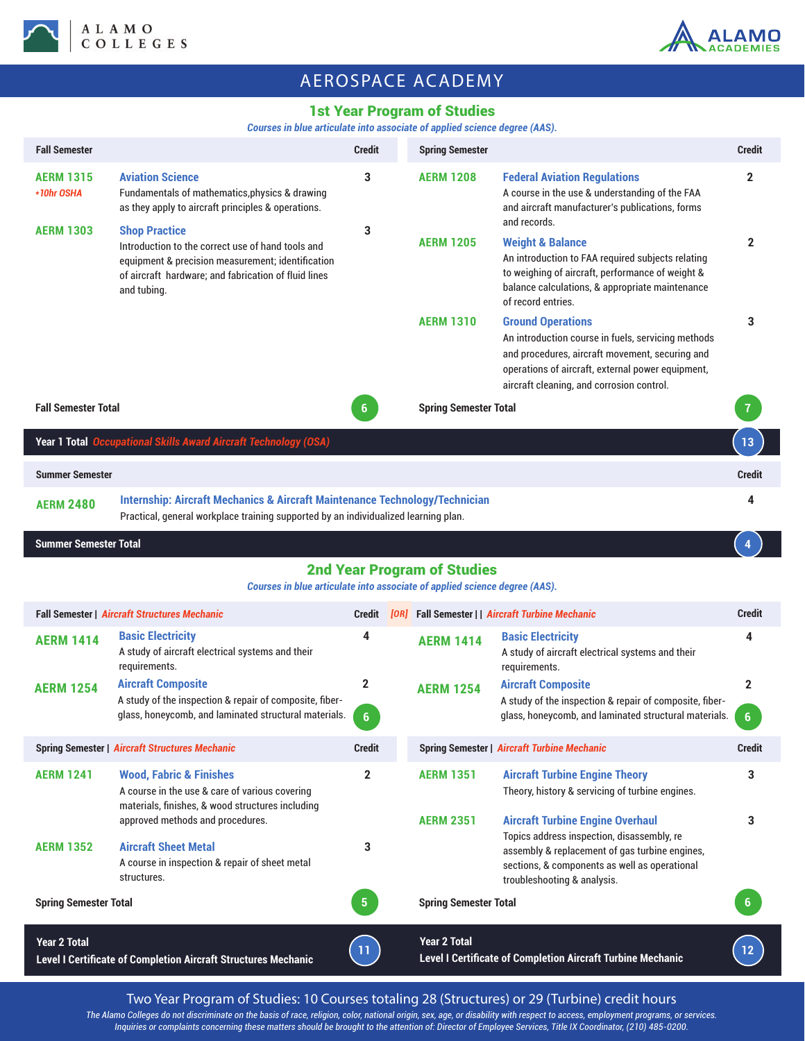ALAMO COLLEGES

ALAMO ACADEMIES

# AEROSPACE ACADEMY

## 1st Year Program of Studies

*Courses in blue articulate into associate of applied science degree (AAS).*

| Fall Semester | | Credit |
|---|---|---|
| AERM 1315 *10hr OSHA | **Aviation Science** Fundamentals of mathematics,physics & drawing as they apply to aircraft principles & operations. | 3 |
| AERM 1303 | **Shop Practice** Introduction to the correct use of hand tools and equipment & precision measurement; identification of aircraft hardware; and fabrication of fluid lines and tubing. | 3 |
| **Fall Semester Total** | | 6 |

| Spring Semester | | Credit |
|---|---|---|
| AERM 1208 | **Federal Aviation Regulations** A course in the use & understanding of the FAA and aircraft manufacturer's publications, forms and records. | 2 |
| AERM 1205 | **Weight & Balance** An introduction to FAA required subjects relating to weighing of aircraft, performance of weight & balance calculations, & appropriate maintenance of record entries. | 2 |
| AERM 1310 | **Ground Operations** An introduction course in fuels, servicing methods and procedures, aircraft movement, securing and operations of aircraft, external power equipment, aircraft cleaning, and corrosion control. | 3 |
| **Spring Semester Total** | | 7 |

**Year 1 Total** *Occupational Skills Award Aircraft Technology (OSA)* — **13**

| Summer Semester | | Credit |
|---|---|---|
| AERM 2480 | **Internship: Aircraft Mechanics & Aircraft Maintenance Technology/Technician** Practical, general workplace training supported by an individualized learning plan. | 4 |
| **Summer Semester Total** | | 4 |

## 2nd Year Program of Studies

*Courses in blue articulate into associate of applied science degree (AAS).*

| Fall Semester \| *Aircraft Structures Mechanic* | | Credit |
|---|---|---|
| AERM 1414 | **Basic Electricity** A study of aircraft electrical systems and their requirements. | 4 |
| AERM 1254 | **Aircraft Composite** A study of the inspection & repair of composite, fiber-glass, honeycomb, and laminated structural materials. | 2 |
| | | 6 |

*[OR]*

| Fall Semester \| *Aircraft Turbine Mechanic* | | Credit |
|---|---|---|
| AERM 1414 | **Basic Electricity** A study of aircraft electrical systems and their requirements. | 4 |
| AERM 1254 | **Aircraft Composite** A study of the inspection & repair of composite, fiber-glass, honeycomb, and laminated structural materials. | 2 |
| | | 6 |

| Spring Semester \| *Aircraft Structures Mechanic* | | Credit |
|---|---|---|
| AERM 1241 | **Wood, Fabric & Finishes** A course in the use & care of various covering materials, finishes, & wood structures including approved methods and procedures. | 2 |
| AERM 1352 | **Aircraft Sheet Metal** A course in inspection & repair of sheet metal structures. | 3 |
| **Spring Semester Total** | | 5 |

**Year 2 Total**
**Level I Certificate of Completion Aircraft Structures Mechanic** — **11**

| Spring Semester \| *Aircraft Turbine Mechanic* | | Credit |
|---|---|---|
| AERM 1351 | **Aircraft Turbine Engine Theory** Theory, history & servicing of turbine engines. | 3 |
| AERM 2351 | **Aircraft Turbine Engine Overhaul** Topics address inspection, disassembly, re assembly & replacement of gas turbine engines, sections, & components as well as operational troubleshooting & analysis. | 3 |
| **Spring Semester Total** | | 6 |

**Year 2 Total**
**Level I Certificate of Completion Aircraft Turbine Mechanic** — **12**

Two Year Program of Studies: 10 Courses totaling 28 (Structures) or 29 (Turbine) credit hours

*The Alamo Colleges do not discriminate on the basis of race, religion, color, national origin, sex, age, or disability with respect to access, employment programs, or services. Inquiries or complaints concerning these matters should be brought to the attention of: Director of Employee Services, Title IX Coordinator, (210) 485-0200.*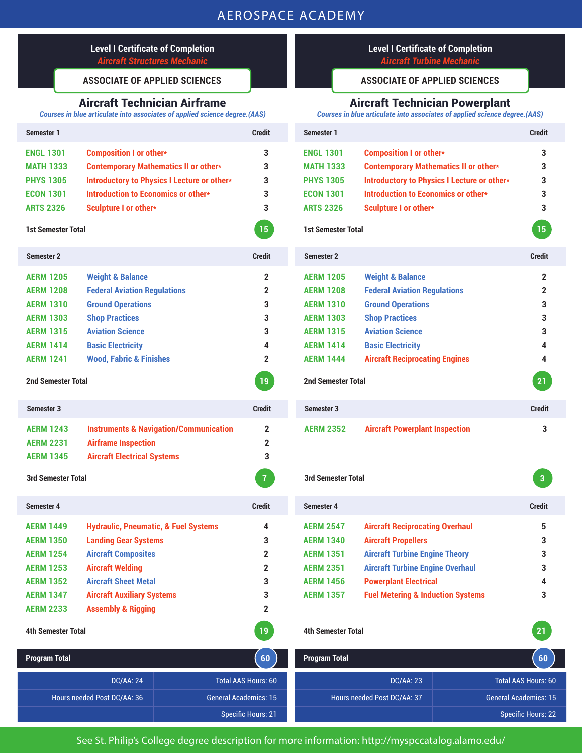# AEROSPACE ACADEMY

## Level I Certificate of Completion
*Aircraft Structures Mechanic*

**ASSOCIATE OF APPLIED SCIENCES**

### Aircraft Technician Airframe

*Courses in blue articulate into associates of applied science degree.(AAS)*

| Semester 1 | | Credit |
|---|---|---|
| ENGL 1301 | Composition I or other* | 3 |
| MATH 1333 | Contemporary Mathematics II or other* | 3 |
| PHYS 1305 | Introductory to Physics I Lecture or other* | 3 |
| ECON 1301 | Introduction to Economics or other* | 3 |
| ARTS 2326 | Sculpture I or other* | 3 |
| **1st Semester Total** | | **15** |

| Semester 2 | | Credit |
|---|---|---|
| AERM 1205 | Weight & Balance | 2 |
| AERM 1208 | Federal Aviation Regulations | 2 |
| AERM 1310 | Ground Operations | 3 |
| AERM 1303 | Shop Practices | 3 |
| AERM 1315 | Aviation Science | 3 |
| AERM 1414 | Basic Electricity | 4 |
| AERM 1241 | Wood, Fabric & Finishes | 2 |
| **2nd Semester Total** | | **19** |

| Semester 3 | | Credit |
|---|---|---|
| AERM 1243 | Instruments & Navigation/Communication | 2 |
| AERM 2231 | Airframe Inspection | 2 |
| AERM 1345 | Aircraft Electrical Systems | 3 |
| **3rd Semester Total** | | **7** |

| Semester 4 | | Credit |
|---|---|---|
| AERM 1449 | Hydraulic, Pneumatic, & Fuel Systems | 4 |
| AERM 1350 | Landing Gear Systems | 3 |
| AERM 1254 | Aircraft Composites | 2 |
| AERM 1253 | Aircraft Welding | 2 |
| AERM 1352 | Aircraft Sheet Metal | 3 |
| AERM 1347 | Aircraft Auxiliary Systems | 3 |
| AERM 2233 | Assembly & Rigging | 2 |
| **4th Semester Total** | | **19** |

**Program Total: 60**

| | |
|---|---|
| DC/AA: 24 | Total AAS Hours: 60 |
| Hours needed Post DC/AA: 36 | General Academics: 15 |
| | Specific Hours: 21 |

## Level I Certificate of Completion
*Aircraft Turbine Mechanic*

**ASSOCIATE OF APPLIED SCIENCES**

### Aircraft Technician Powerplant

*Courses in blue articulate into associates of applied science degree.(AAS)*

| Semester 1 | | Credit |
|---|---|---|
| ENGL 1301 | Composition I or other* | 3 |
| MATH 1333 | Contemporary Mathematics II or other* | 3 |
| PHYS 1305 | Introductory to Physics I Lecture or other* | 3 |
| ECON 1301 | Introduction to Economics or other* | 3 |
| ARTS 2326 | Sculpture I or other* | 3 |
| **1st Semester Total** | | **15** |

| Semester 2 | | Credit |
|---|---|---|
| AERM 1205 | Weight & Balance | 2 |
| AERM 1208 | Federal Aviation Regulations | 2 |
| AERM 1310 | Ground Operations | 3 |
| AERM 1303 | Shop Practices | 3 |
| AERM 1315 | Aviation Science | 3 |
| AERM 1414 | Basic Electricity | 4 |
| AERM 1444 | Aircraft Reciprocating Engines | 4 |
| **2nd Semester Total** | | **21** |

| Semester 3 | | Credit |
|---|---|---|
| AERM 2352 | Aircraft Powerplant Inspection | 3 |
| **3rd Semester Total** | | **3** |

| Semester 4 | | Credit |
|---|---|---|
| AERM 2547 | Aircraft Reciprocating Overhaul | 5 |
| AERM 1340 | Aircraft Propellers | 3 |
| AERM 1351 | Aircraft Turbine Engine Theory | 3 |
| AERM 2351 | Aircraft Turbine Engine Overhaul | 3 |
| AERM 1456 | Powerplant Electrical | 4 |
| AERM 1357 | Fuel Metering & Induction Systems | 3 |
| **4th Semester Total** | | **21** |

**Program Total: 60**

| | |
|---|---|
| DC/AA: 23 | Total AAS Hours: 60 |
| Hours needed Post DC/AA: 37 | General Academics: 15 |
| | Specific Hours: 22 |

See St. Philip's College degree description for more information: http://myspccatalog.alamo.edu/